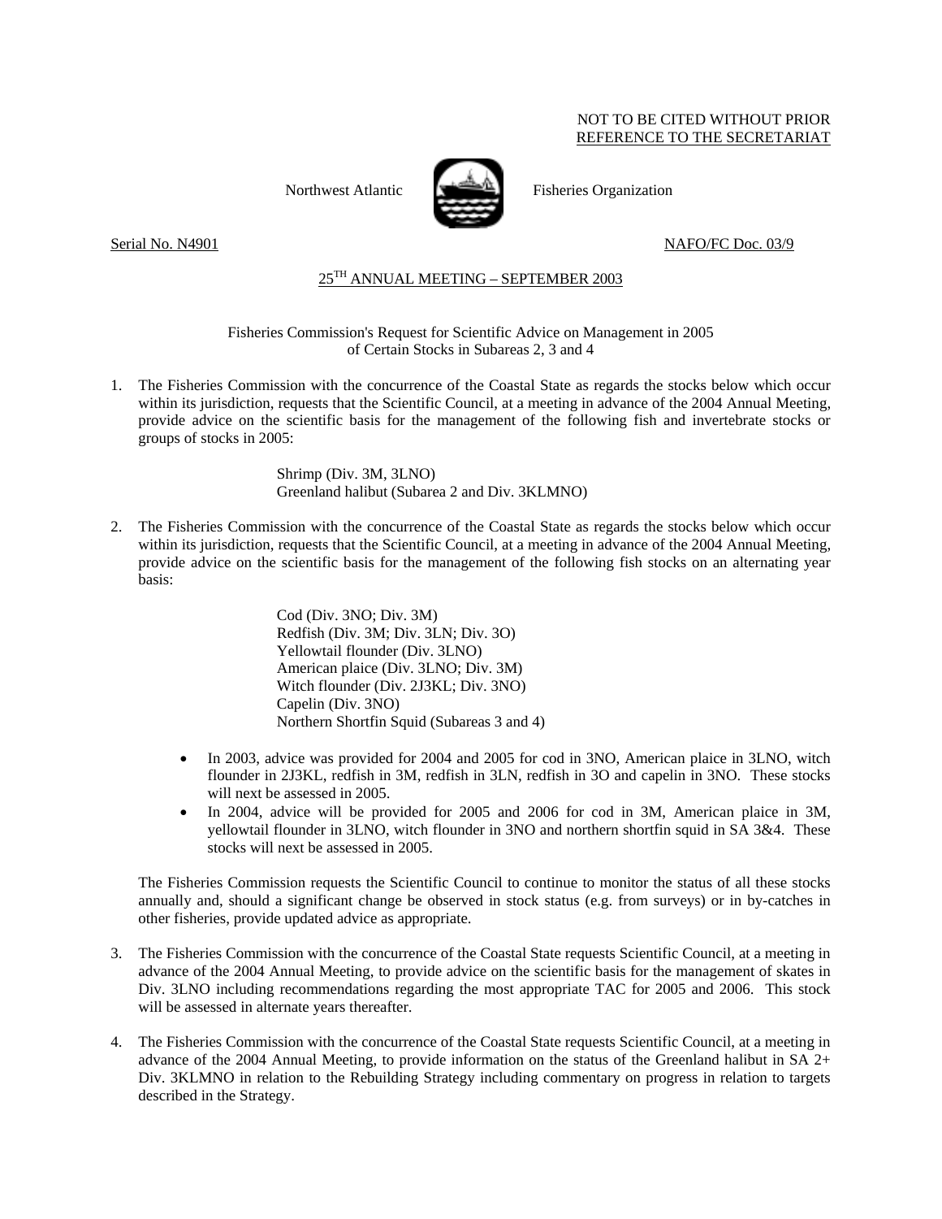NOT TO BE CITED WITHOUT PRIOR
REFERENCE TO THE SECRETARIAT

Northwest Atlantic Fisheries Organization

Serial No. N4901 NAFO/FC Doc. 03/9

## 25[TH] ANNUAL MEETING – SEPTEMBER 2003

### Fisheries Commission's Request for Scientific Advice on Management in 2005 of Certain Stocks in Subareas 2, 3 and 4

1. The Fisheries Commission with the concurrence of the Coastal State as regards the stocks below which occur within its jurisdiction, requests that the Scientific Council, at a meeting in advance of the 2004 Annual Meeting, provide advice on the scientific basis for the management of the following fish and invertebrate stocks or groups of stocks in 2005:

   Shrimp (Div. 3M, 3LNO)
   Greenland halibut (Subarea 2 and Div. 3KLMNO)

2. The Fisheries Commission with the concurrence of the Coastal State as regards the stocks below which occur within its jurisdiction, requests that the Scientific Council, at a meeting in advance of the 2004 Annual Meeting, provide advice on the scientific basis for the management of the following fish stocks on an alternating year basis:

   Cod (Div. 3NO; Div. 3M)
   Redfish (Div. 3M; Div. 3LN; Div. 3O)
   Yellowtail flounder (Div. 3LNO)
   American plaice (Div. 3LNO; Div. 3M)
   Witch flounder (Div. 2J3KL; Div. 3NO)
   Capelin (Div. 3NO)
   Northern Shortfin Squid (Subareas 3 and 4)

   - In 2003, advice was provided for 2004 and 2005 for cod in 3NO, American plaice in 3LNO, witch flounder in 2J3KL, redfish in 3M, redfish in 3LN, redfish in 3O and capelin in 3NO. These stocks will next be assessed in 2005.
   - In 2004, advice will be provided for 2005 and 2006 for cod in 3M, American plaice in 3M, yellowtail flounder in 3LNO, witch flounder in 3NO and northern shortfin squid in SA 3&4. These stocks will next be assessed in 2005.

   The Fisheries Commission requests the Scientific Council to continue to monitor the status of all these stocks annually and, should a significant change be observed in stock status (e.g. from surveys) or in by-catches in other fisheries, provide updated advice as appropriate.

3. The Fisheries Commission with the concurrence of the Coastal State requests Scientific Council, at a meeting in advance of the 2004 Annual Meeting, to provide advice on the scientific basis for the management of skates in Div. 3LNO including recommendations regarding the most appropriate TAC for 2005 and 2006. This stock will be assessed in alternate years thereafter.

4. The Fisheries Commission with the concurrence of the Coastal State requests Scientific Council, at a meeting in advance of the 2004 Annual Meeting, to provide information on the status of the Greenland halibut in SA 2+ Div. 3KLMNO in relation to the Rebuilding Strategy including commentary on progress in relation to targets described in the Strategy.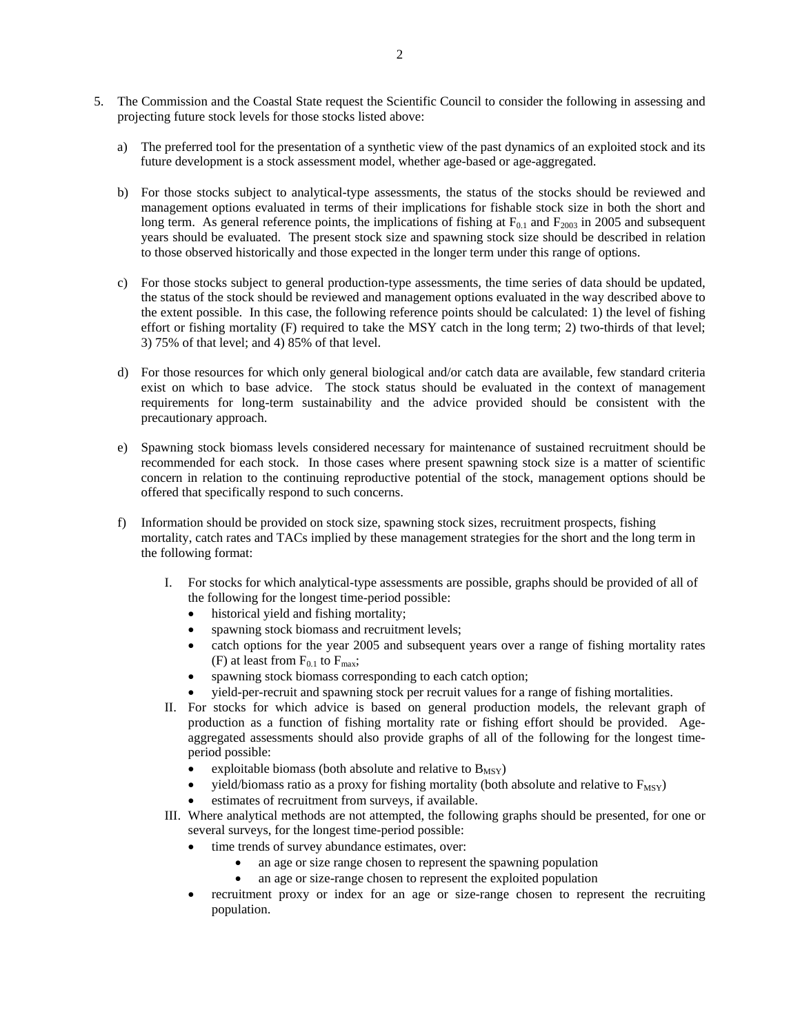5. The Commission and the Coastal State request the Scientific Council to consider the following in assessing and projecting future stock levels for those stocks listed above:

   a) The preferred tool for the presentation of a synthetic view of the past dynamics of an exploited stock and its future development is a stock assessment model, whether age-based or age-aggregated.

   b) For those stocks subject to analytical-type assessments, the status of the stocks should be reviewed and management options evaluated in terms of their implications for fishable stock size in both the short and long term. As general reference points, the implications of fishing at $F_{0.1}$ and $F_{2003}$ in 2005 and subsequent years should be evaluated. The present stock size and spawning stock size should be described in relation to those observed historically and those expected in the longer term under this range of options.

   c) For those stocks subject to general production-type assessments, the time series of data should be updated, the status of the stock should be reviewed and management options evaluated in the way described above to the extent possible. In this case, the following reference points should be calculated: 1) the level of fishing effort or fishing mortality (F) required to take the MSY catch in the long term; 2) two-thirds of that level; 3) 75% of that level; and 4) 85% of that level.

   d) For those resources for which only general biological and/or catch data are available, few standard criteria exist on which to base advice. The stock status should be evaluated in the context of management requirements for long-term sustainability and the advice provided should be consistent with the precautionary approach.

   e) Spawning stock biomass levels considered necessary for maintenance of sustained recruitment should be recommended for each stock. In those cases where present spawning stock size is a matter of scientific concern in relation to the continuing reproductive potential of the stock, management options should be offered that specifically respond to such concerns.

   f) Information should be provided on stock size, spawning stock sizes, recruitment prospects, fishing mortality, catch rates and TACs implied by these management strategies for the short and the long term in the following format:

      I. For stocks for which analytical-type assessments are possible, graphs should be provided of all of the following for the longest time-period possible:
         - historical yield and fishing mortality;
         - spawning stock biomass and recruitment levels;
         - catch options for the year 2005 and subsequent years over a range of fishing mortality rates (F) at least from $F_{0.1}$ to $F_{max}$;
         - spawning stock biomass corresponding to each catch option;
         - yield-per-recruit and spawning stock per recruit values for a range of fishing mortalities.

      II. For stocks for which advice is based on general production models, the relevant graph of production as a function of fishing mortality rate or fishing effort should be provided. Age-aggregated assessments should also provide graphs of all of the following for the longest time-period possible:
         - exploitable biomass (both absolute and relative to $B_{MSY}$)
         - yield/biomass ratio as a proxy for fishing mortality (both absolute and relative to $F_{MSY}$)
         - estimates of recruitment from surveys, if available.

      III. Where analytical methods are not attempted, the following graphs should be presented, for one or several surveys, for the longest time-period possible:
         - time trends of survey abundance estimates, over:
            - an age or size range chosen to represent the spawning population
            - an age or size-range chosen to represent the exploited population
         - recruitment proxy or index for an age or size-range chosen to represent the recruiting population.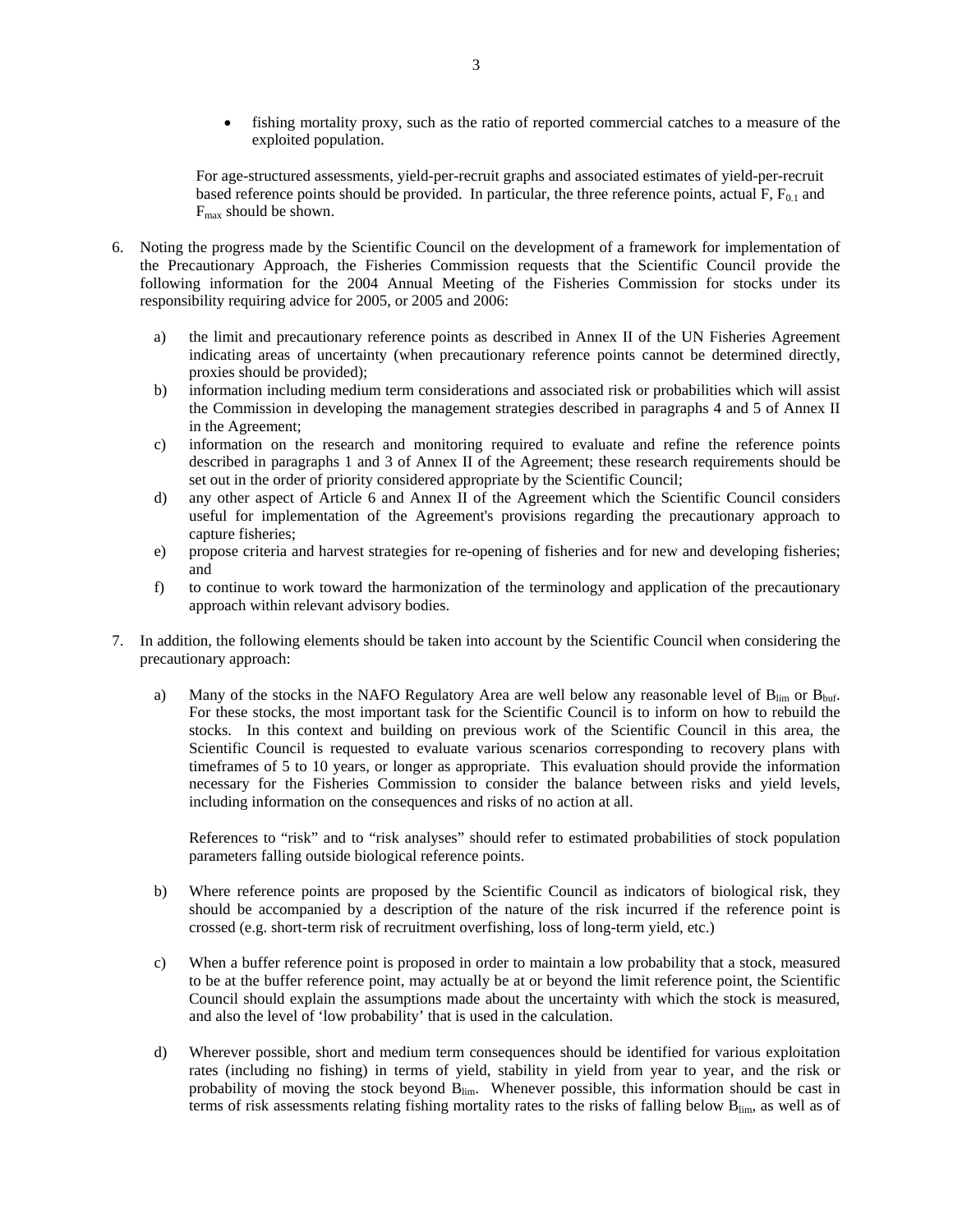- fishing mortality proxy, such as the ratio of reported commercial catches to a measure of the exploited population.

For age-structured assessments, yield-per-recruit graphs and associated estimates of yield-per-recruit based reference points should be provided. In particular, the three reference points, actual F, $F_{0.1}$ and $F_{max}$ should be shown.

6. Noting the progress made by the Scientific Council on the development of a framework for implementation of the Precautionary Approach, the Fisheries Commission requests that the Scientific Council provide the following information for the 2004 Annual Meeting of the Fisheries Commission for stocks under its responsibility requiring advice for 2005, or 2005 and 2006:

   a) the limit and precautionary reference points as described in Annex II of the UN Fisheries Agreement indicating areas of uncertainty (when precautionary reference points cannot be determined directly, proxies should be provided);
   b) information including medium term considerations and associated risk or probabilities which will assist the Commission in developing the management strategies described in paragraphs 4 and 5 of Annex II in the Agreement;
   c) information on the research and monitoring required to evaluate and refine the reference points described in paragraphs 1 and 3 of Annex II of the Agreement; these research requirements should be set out in the order of priority considered appropriate by the Scientific Council;
   d) any other aspect of Article 6 and Annex II of the Agreement which the Scientific Council considers useful for implementation of the Agreement's provisions regarding the precautionary approach to capture fisheries;
   e) propose criteria and harvest strategies for re-opening of fisheries and for new and developing fisheries; and
   f) to continue to work toward the harmonization of the terminology and application of the precautionary approach within relevant advisory bodies.

7. In addition, the following elements should be taken into account by the Scientific Council when considering the precautionary approach:

   a) Many of the stocks in the NAFO Regulatory Area are well below any reasonable level of $B_{lim}$ or $B_{buf}$. For these stocks, the most important task for the Scientific Council is to inform on how to rebuild the stocks. In this context and building on previous work of the Scientific Council in this area, the Scientific Council is requested to evaluate various scenarios corresponding to recovery plans with timeframes of 5 to 10 years, or longer as appropriate. This evaluation should provide the information necessary for the Fisheries Commission to consider the balance between risks and yield levels, including information on the consequences and risks of no action at all.

      References to "risk" and to "risk analyses" should refer to estimated probabilities of stock population parameters falling outside biological reference points.

   b) Where reference points are proposed by the Scientific Council as indicators of biological risk, they should be accompanied by a description of the nature of the risk incurred if the reference point is crossed (e.g. short-term risk of recruitment overfishing, loss of long-term yield, etc.)

   c) When a buffer reference point is proposed in order to maintain a low probability that a stock, measured to be at the buffer reference point, may actually be at or beyond the limit reference point, the Scientific Council should explain the assumptions made about the uncertainty with which the stock is measured, and also the level of 'low probability' that is used in the calculation.

   d) Wherever possible, short and medium term consequences should be identified for various exploitation rates (including no fishing) in terms of yield, stability in yield from year to year, and the risk or probability of moving the stock beyond $B_{lim}$. Whenever possible, this information should be cast in terms of risk assessments relating fishing mortality rates to the risks of falling below $B_{lim}$, as well as of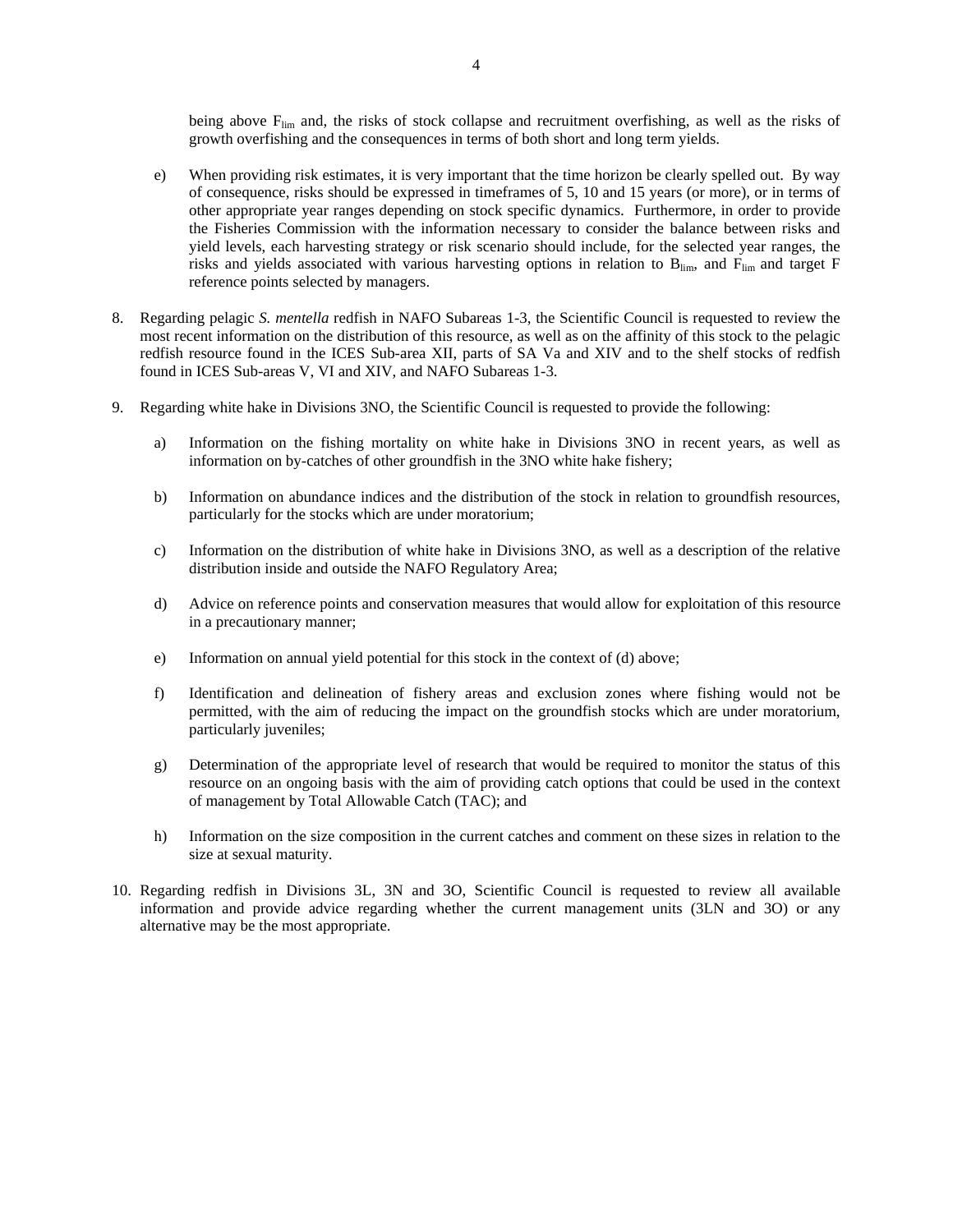being above $F_{lim}$ and, the risks of stock collapse and recruitment overfishing, as well as the risks of growth overfishing and the consequences in terms of both short and long term yields.

e) When providing risk estimates, it is very important that the time horizon be clearly spelled out. By way of consequence, risks should be expressed in timeframes of 5, 10 and 15 years (or more), or in terms of other appropriate year ranges depending on stock specific dynamics. Furthermore, in order to provide the Fisheries Commission with the information necessary to consider the balance between risks and yield levels, each harvesting strategy or risk scenario should include, for the selected year ranges, the risks and yields associated with various harvesting options in relation to $B_{lim}$, and $F_{lim}$ and target F reference points selected by managers.

8. Regarding pelagic *S. mentella* redfish in NAFO Subareas 1-3, the Scientific Council is requested to review the most recent information on the distribution of this resource, as well as on the affinity of this stock to the pelagic redfish resource found in the ICES Sub-area XII, parts of SA Va and XIV and to the shelf stocks of redfish found in ICES Sub-areas V, VI and XIV, and NAFO Subareas 1-3.

9. Regarding white hake in Divisions 3NO, the Scientific Council is requested to provide the following:

   a) Information on the fishing mortality on white hake in Divisions 3NO in recent years, as well as information on by-catches of other groundfish in the 3NO white hake fishery;

   b) Information on abundance indices and the distribution of the stock in relation to groundfish resources, particularly for the stocks which are under moratorium;

   c) Information on the distribution of white hake in Divisions 3NO, as well as a description of the relative distribution inside and outside the NAFO Regulatory Area;

   d) Advice on reference points and conservation measures that would allow for exploitation of this resource in a precautionary manner;

   e) Information on annual yield potential for this stock in the context of (d) above;

   f) Identification and delineation of fishery areas and exclusion zones where fishing would not be permitted, with the aim of reducing the impact on the groundfish stocks which are under moratorium, particularly juveniles;

   g) Determination of the appropriate level of research that would be required to monitor the status of this resource on an ongoing basis with the aim of providing catch options that could be used in the context of management by Total Allowable Catch (TAC); and

   h) Information on the size composition in the current catches and comment on these sizes in relation to the size at sexual maturity.

10. Regarding redfish in Divisions 3L, 3N and 3O, Scientific Council is requested to review all available information and provide advice regarding whether the current management units (3LN and 3O) or any alternative may be the most appropriate.